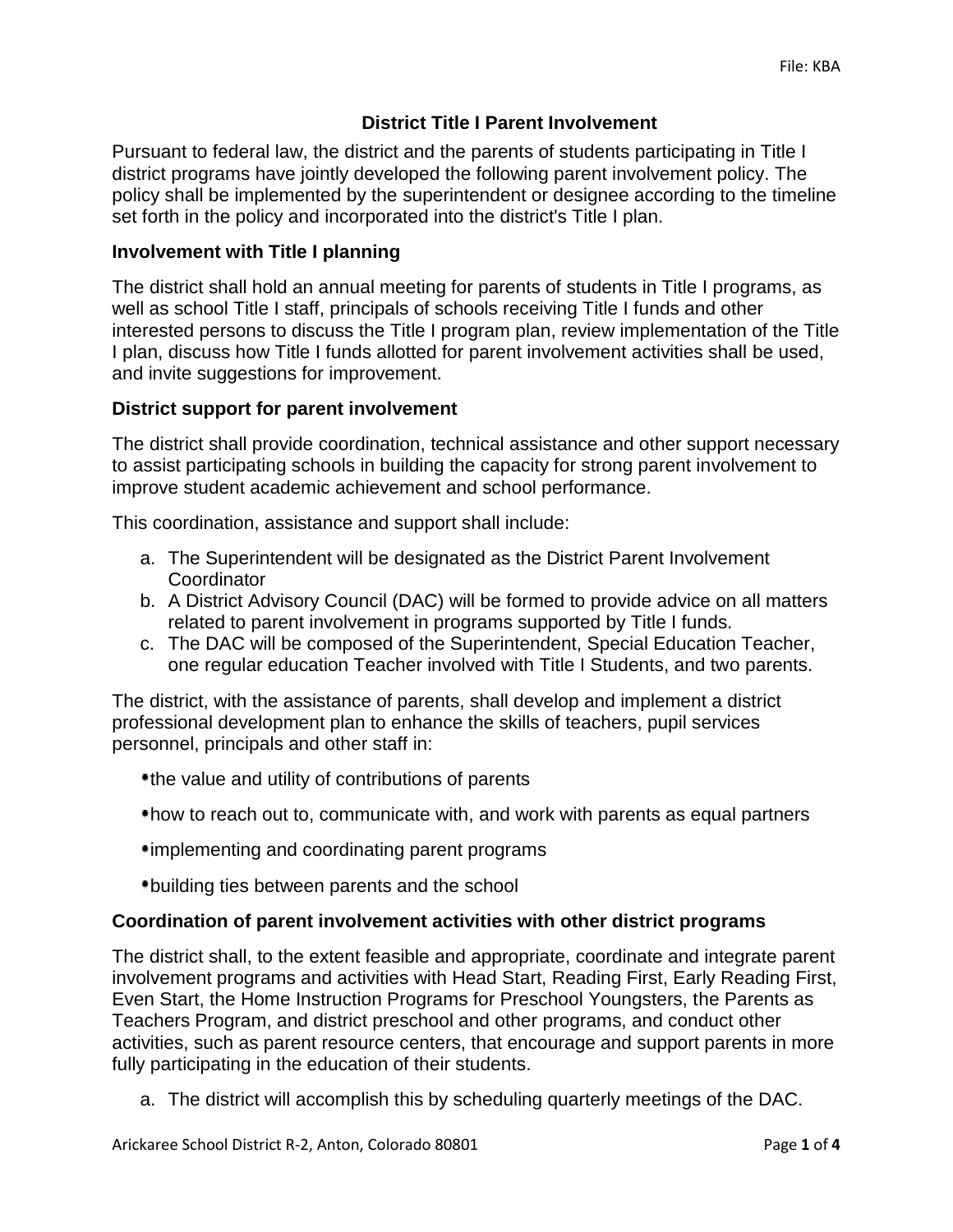# District Title I Parent Involvement

Pursuant to federal law, the district and the parents of students participating in Title I district programs have jointly developed the following parent involvement policy. The policy shall be implemented by the superintendent or designee according to the timeline set forth in the policy and incorporated into the district's Title I plan.

## Involvement with Title I planning

The district shall hold an annual meeting for parents of students in Title I programs, as well as school Title I staff, principals of schools receiving Title I funds and other interested persons to discuss the Title I program plan, review implementation of the Title I plan, discuss how Title I funds allotted for parent involvement activities shall be used, and invite suggestions for improvement.

## District support for parent involvement

The district shall provide coordination, technical assistance and other support necessary to assist participating schools in building the capacity for strong parent involvement to improve student academic achievement and school performance.

This coordination, assistance and support shall include:

a. The Superintendent will be designated as the District Parent Involvement Coordinator
b. A District Advisory Council (DAC) will be formed to provide advice on all matters related to parent involvement in programs supported by Title I funds.
c. The DAC will be composed of the Superintendent, Special Education Teacher, one regular education Teacher involved with Title I Students, and two parents.

The district, with the assistance of parents, shall develop and implement a district professional development plan to enhance the skills of teachers, pupil services personnel, principals and other staff in:

- the value and utility of contributions of parents
- how to reach out to, communicate with, and work with parents as equal partners
- implementing and coordinating parent programs
- building ties between parents and the school

## Coordination of parent involvement activities with other district programs

The district shall, to the extent feasible and appropriate, coordinate and integrate parent involvement programs and activities with Head Start, Reading First, Early Reading First, Even Start, the Home Instruction Programs for Preschool Youngsters, the Parents as Teachers Program, and district preschool and other programs, and conduct other activities, such as parent resource centers, that encourage and support parents in more fully participating in the education of their students.

a. The district will accomplish this by scheduling quarterly meetings of the DAC.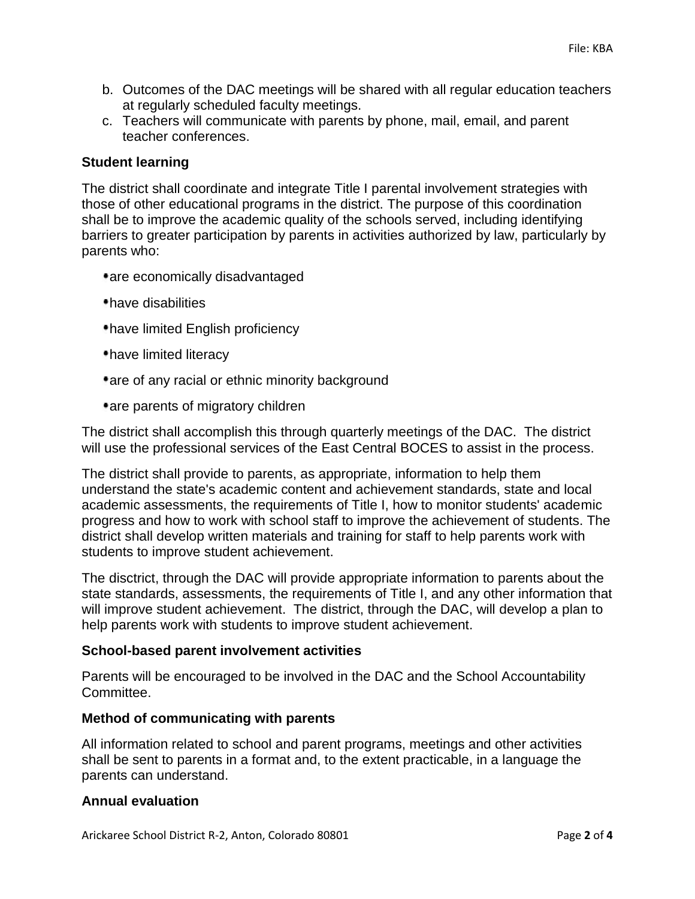b. Outcomes of the DAC meetings will be shared with all regular education teachers at regularly scheduled faculty meetings.
c. Teachers will communicate with parents by phone, mail, email, and parent teacher conferences.

### Student learning

The district shall coordinate and integrate Title I parental involvement strategies with those of other educational programs in the district. The purpose of this coordination shall be to improve the academic quality of the schools served, including identifying barriers to greater participation by parents in activities authorized by law, particularly by parents who:

- are economically disadvantaged
- have disabilities
- have limited English proficiency
- have limited literacy
- are of any racial or ethnic minority background
- are parents of migratory children

The district shall accomplish this through quarterly meetings of the DAC. The district will use the professional services of the East Central BOCES to assist in the process.

The district shall provide to parents, as appropriate, information to help them understand the state's academic content and achievement standards, state and local academic assessments, the requirements of Title I, how to monitor students' academic progress and how to work with school staff to improve the achievement of students. The district shall develop written materials and training for staff to help parents work with students to improve student achievement.

The disctrict, through the DAC will provide appropriate information to parents about the state standards, assessments, the requirements of Title I, and any other information that will improve student achievement. The district, through the DAC, will develop a plan to help parents work with students to improve student achievement.

### School-based parent involvement activities

Parents will be encouraged to be involved in the DAC and the School Accountability Committee.

### Method of communicating with parents

All information related to school and parent programs, meetings and other activities shall be sent to parents in a format and, to the extent practicable, in a language the parents can understand.

### Annual evaluation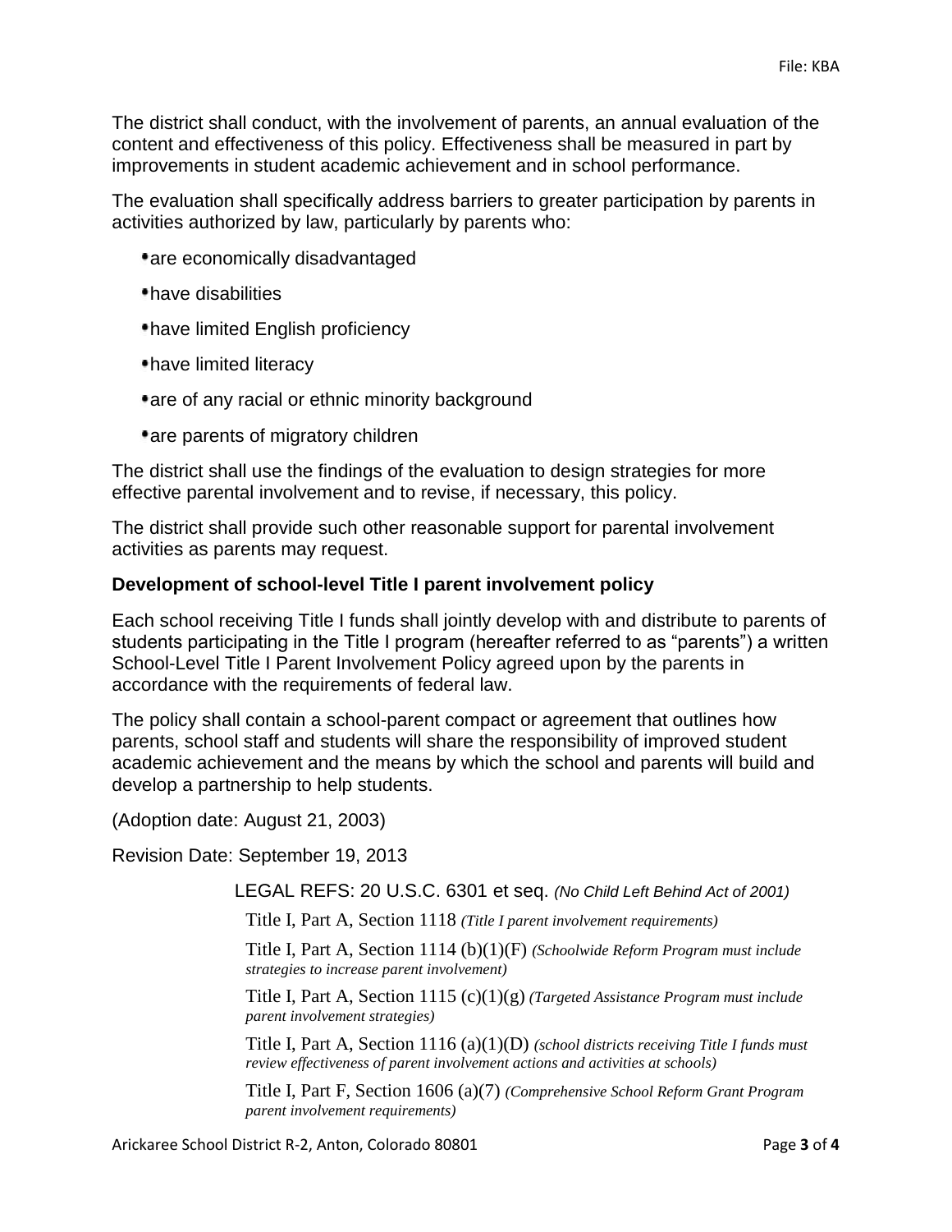The district shall conduct, with the involvement of parents, an annual evaluation of the content and effectiveness of this policy. Effectiveness shall be measured in part by improvements in student academic achievement and in school performance.

The evaluation shall specifically address barriers to greater participation by parents in activities authorized by law, particularly by parents who:

- are economically disadvantaged
- have disabilities
- have limited English proficiency
- have limited literacy
- are of any racial or ethnic minority background
- are parents of migratory children

The district shall use the findings of the evaluation to design strategies for more effective parental involvement and to revise, if necessary, this policy.

The district shall provide such other reasonable support for parental involvement activities as parents may request.

**Development of school-level Title I parent involvement policy**

Each school receiving Title I funds shall jointly develop with and distribute to parents of students participating in the Title I program (hereafter referred to as "parents") a written School-Level Title I Parent Involvement Policy agreed upon by the parents in accordance with the requirements of federal law.

The policy shall contain a school-parent compact or agreement that outlines how parents, school staff and students will share the responsibility of improved student academic achievement and the means by which the school and parents will build and develop a partnership to help students.

(Adoption date: August 21, 2003)

Revision Date: September 19, 2013

LEGAL REFS: 20 U.S.C. 6301 et seq. *(No Child Left Behind Act of 2001)*

Title I, Part A, Section 1118 *(Title I parent involvement requirements)*

Title I, Part A, Section 1114 (b)(1)(F) *(Schoolwide Reform Program must include strategies to increase parent involvement)*

Title I, Part A, Section 1115 (c)(1)(g) *(Targeted Assistance Program must include parent involvement strategies)*

Title I, Part A, Section 1116 (a)(1)(D) *(school districts receiving Title I funds must review effectiveness of parent involvement actions and activities at schools)*

Title I, Part F, Section 1606 (a)(7) *(Comprehensive School Reform Grant Program parent involvement requirements)*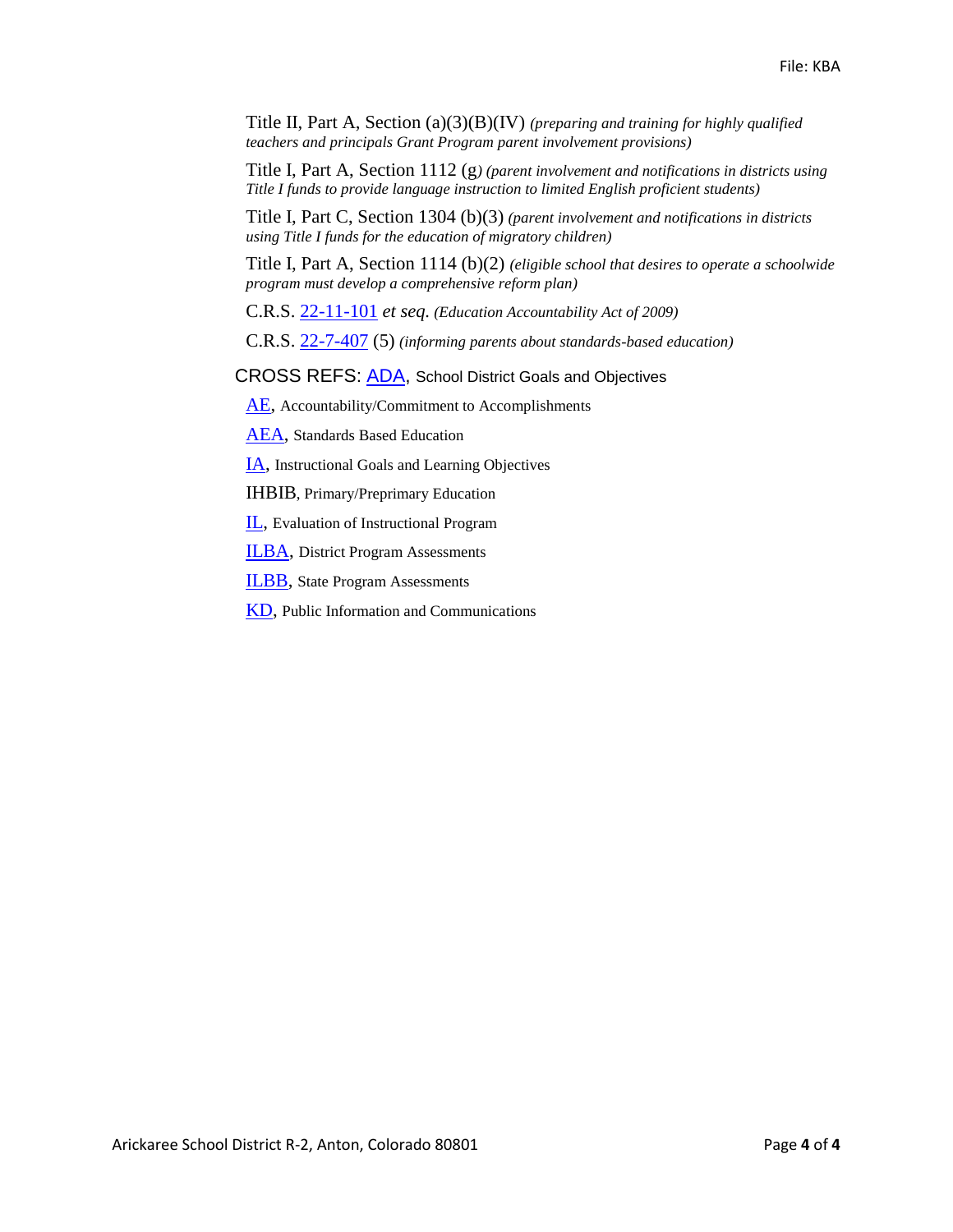Title II, Part A, Section (a)(3)(B)(IV) *(preparing and training for highly qualified teachers and principals Grant Program parent involvement provisions)*

Title I, Part A, Section 1112 (g*) (parent involvement and notifications in districts using Title I funds to provide language instruction to limited English proficient students)*

Title I, Part C, Section 1304 (b)(3) *(parent involvement and notifications in districts using Title I funds for the education of migratory children)*

Title I, Part A, Section 1114 (b)(2) *(eligible school that desires to operate a schoolwide program must develop a comprehensive reform plan)*

C.R.S. 22-11-101 *et seq. (Education Accountability Act of 2009)*

C.R.S. 22-7-407 (5) *(informing parents about standards-based education)*

CROSS REFS: ADA, School District Goals and Objectives

AE, Accountability/Commitment to Accomplishments

AEA, Standards Based Education

IA, Instructional Goals and Learning Objectives

IHBIB, Primary/Preprimary Education

IL, Evaluation of Instructional Program

ILBA, District Program Assessments

ILBB, State Program Assessments

KD, Public Information and Communications